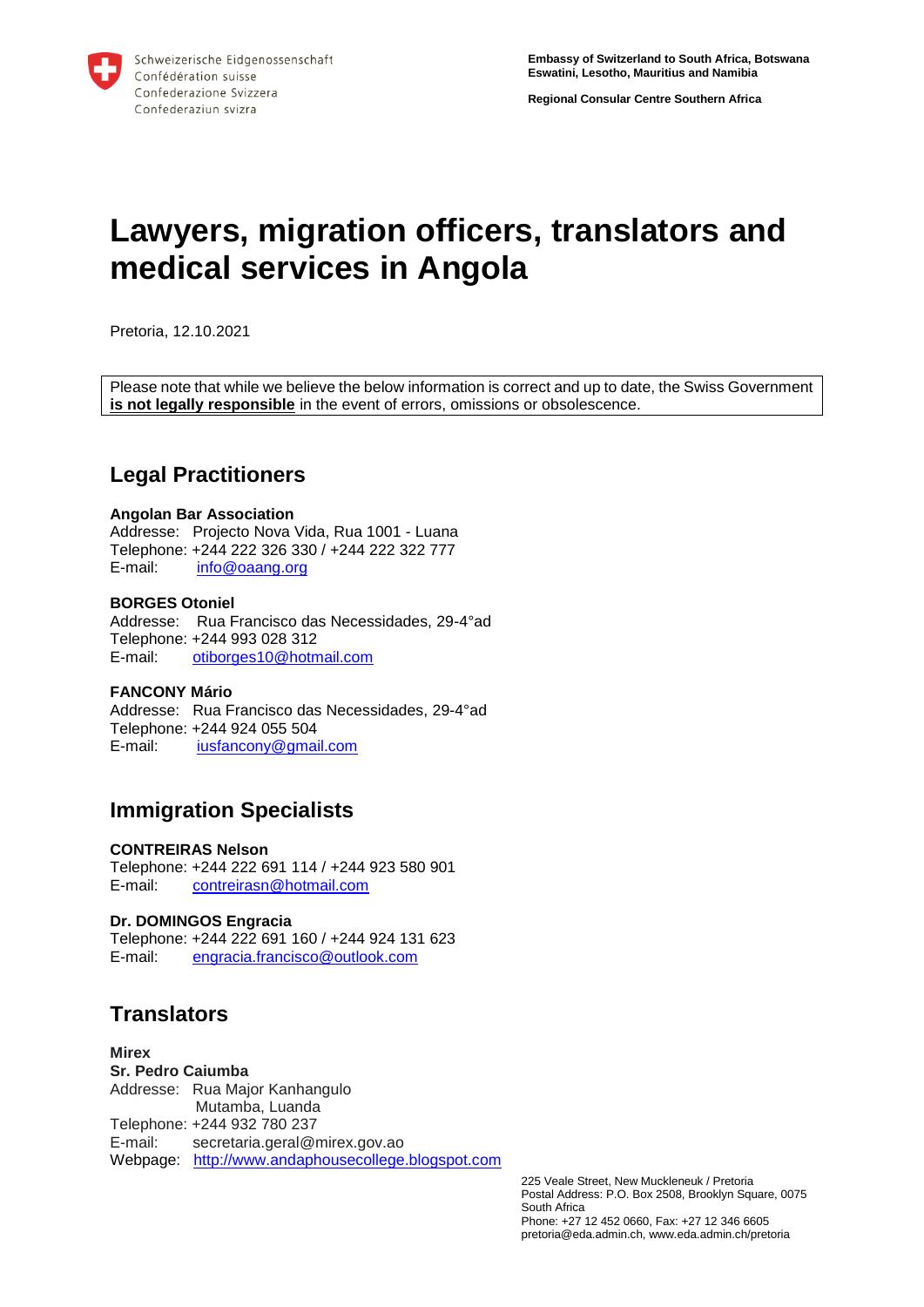Schweizerische Eidgenossenschaft
Confédération suisse
Confederazione Svizzera
Confederaziun svizra

**Embassy of Switzerland to South Africa, Botswana Eswatini, Lesotho, Mauritius and Namibia**

**Regional Consular Centre Southern Africa**

# Lawyers, migration officers, translators and medical services in Angola

Pretoria, 12.10.2021

Please note that while we believe the below information is correct and up to date, the Swiss Government **is not legally responsible** in the event of errors, omissions or obsolescence.

## Legal Practitioners

**Angolan Bar Association**
Addresse: Projecto Nova Vida, Rua 1001 - Luana
Telephone: +244 222 326 330 / +244 222 322 777
E-mail: info@oaang.org

**BORGES Otoniel**
Addresse: Rua Francisco das Necessidades, 29-4°ad
Telephone: +244 993 028 312
E-mail: otiborges10@hotmail.com

**FANCONY Mário**
Addresse: Rua Francisco das Necessidades, 29-4°ad
Telephone: +244 924 055 504
E-mail: iusfancony@gmail.com

## Immigration Specialists

**CONTREIRAS Nelson**
Telephone: +244 222 691 114 / +244 923 580 901
E-mail: contreirasn@hotmail.com

**Dr. DOMINGOS Engracia**
Telephone: +244 222 691 160 / +244 924 131 623
E-mail: engracia.francisco@outlook.com

## Translators

**Mirex**
**Sr. Pedro Caiumba**
Addresse: Rua Major Kanhangulo
Mutamba, Luanda
Telephone: +244 932 780 237
E-mail: secretaria.geral@mirex.gov.ao
Webpage: http://www.andaphousecollege.blogspot.com

225 Veale Street, New Muckleneuk / Pretoria
Postal Address: P.O. Box 2508, Brooklyn Square, 0075
South Africa
Phone: +27 12 452 0660, Fax: +27 12 346 6605
pretoria@eda.admin.ch, www.eda.admin.ch/pretoria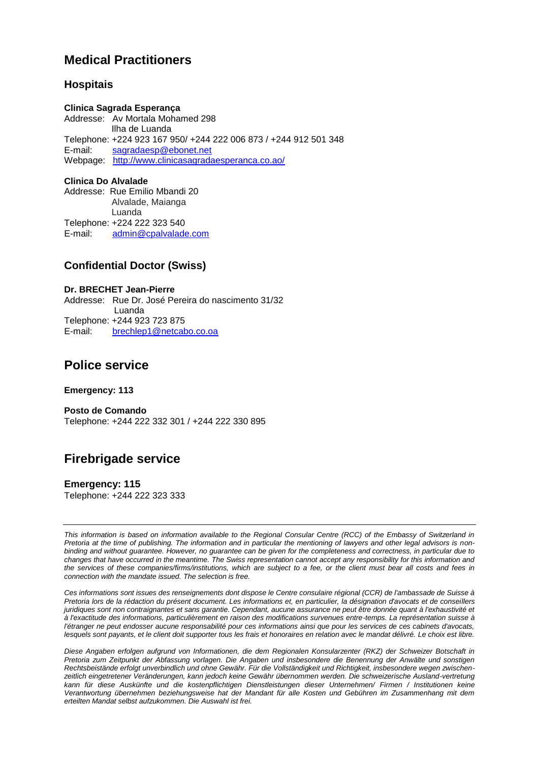# Medical Practitioners

## Hospitais

**Clinica Sagrada Esperança**
Addresse: Av Mortala Mohamed 298
Ilha de Luanda
Telephone: +224 923 167 950/ +244 222 006 873 / +244 912 501 348
E-mail: sagradaesp@ebonet.net
Webpage: http://www.clinicasagradaesperanca.co.ao/

**Clinica Do Alvalade**
Addresse: Rue Emilio Mbandi 20
Alvalade, Maianga
Luanda
Telephone: +224 222 323 540
E-mail: admin@cpalvalade.com

## Confidential Doctor (Swiss)

**Dr. BRECHET Jean-Pierre**
Addresse: Rue Dr. José Pereira do nascimento 31/32
Luanda
Telephone: +244 923 723 875
E-mail: brechlep1@netcabo.co.oa

# Police service

**Emergency: 113**

**Posto de Comando**
Telephone: +244 222 332 301 / +244 222 330 895

# Firebrigade service

**Emergency: 115**
Telephone: +244 222 323 333

---

*This information is based on information available to the Regional Consular Centre (RCC) of the Embassy of Switzerland in Pretoria at the time of publishing. The information and in particular the mentioning of lawyers and other legal advisors is non-binding and without guarantee. However, no guarantee can be given for the completeness and correctness, in particular due to changes that have occurred in the meantime. The Swiss representation cannot accept any responsibility for this information and the services of these companies/firms/institutions, which are subject to a fee, or the client must bear all costs and fees in connection with the mandate issued. The selection is free.*

*Ces informations sont issues des renseignements dont dispose le Centre consulaire régional (CCR) de l'ambassade de Suisse à Pretoria lors de la rédaction du présent document. Les informations et, en particulier, la désignation d'avocats et de conseillers juridiques sont non contraignantes et sans garantie. Cependant, aucune assurance ne peut être donnée quant à l'exhaustivité et à l'exactitude des informations, particulièrement en raison des modifications survenues entre-temps. La représentation suisse à l'étranger ne peut endosser aucune responsabilité pour ces informations ainsi que pour les services de ces cabinets d'avocats, lesquels sont payants, et le client doit supporter tous les frais et honoraires en relation avec le mandat délivré. Le choix est libre.*

*Diese Angaben erfolgen aufgrund von Informationen, die dem Regionalen Konsularzenter (RKZ) der Schweizer Botschaft in Pretoria zum Zeitpunkt der Abfassung vorlagen. Die Angaben und insbesondere die Benennung der Anwälte und sonstigen Rechtsbeistände erfolgt unverbindlich und ohne Gewähr. Für die Vollständigkeit und Richtigkeit, insbesondere wegen zwischen-zeitlich eingetretener Veränderungen, kann jedoch keine Gewähr übernommen werden. Die schweizerische Ausland-vertretung kann für diese Auskünfte und die kostenpflichtigen Dienstleistungen dieser Unternehmen/ Firmen / Institutionen keine Verantwortung übernehmen beziehungsweise hat der Mandant für alle Kosten und Gebühren im Zusammenhang mit dem erteilten Mandat selbst aufzukommen. Die Auswahl ist frei.*